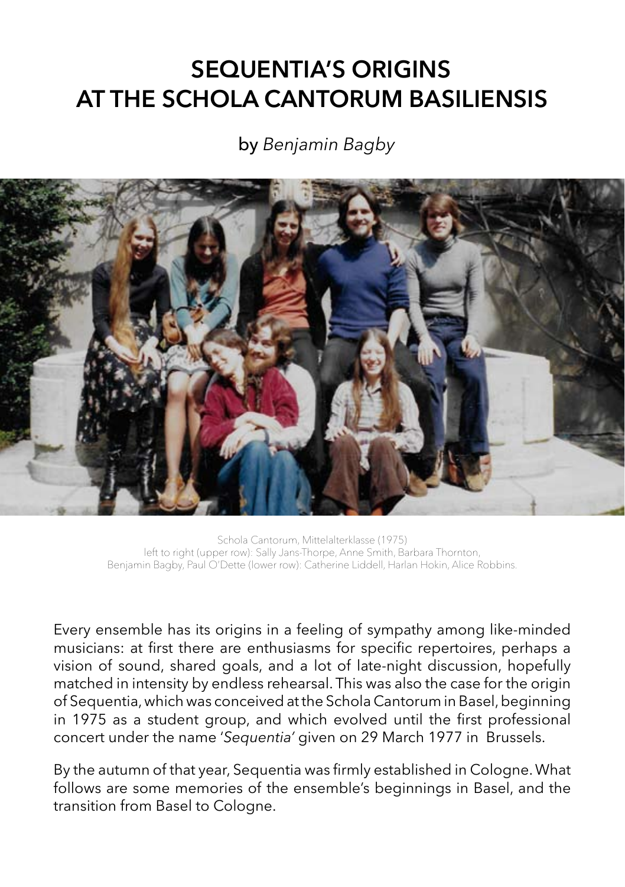# SEQUENTIA'S ORIGINS AT THE SCHOLA CANTORUM BASILIENSIS

by *Benjamin Bagby*

Schola Cantorum, Mittelalterklasse (1975)
left to right (upper row): Sally Jans-Thorpe, Anne Smith, Barbara Thornton, Benjamin Bagby, Paul O'Dette (lower row): Catherine Liddell, Harlan Hokin, Alice Robbins.

Every ensemble has its origins in a feeling of sympathy among like-minded musicians: at first there are enthusiasms for specific repertoires, perhaps a vision of sound, shared goals, and a lot of late-night discussion, hopefully matched in intensity by endless rehearsal. This was also the case for the origin of Sequentia, which was conceived at the Schola Cantorum in Basel, beginning in 1975 as a student group, and which evolved until the first professional concert under the name '*Sequentia*' given on 29 March 1977 in Brussels.

By the autumn of that year, Sequentia was firmly established in Cologne. What follows are some memories of the ensemble's beginnings in Basel, and the transition from Basel to Cologne.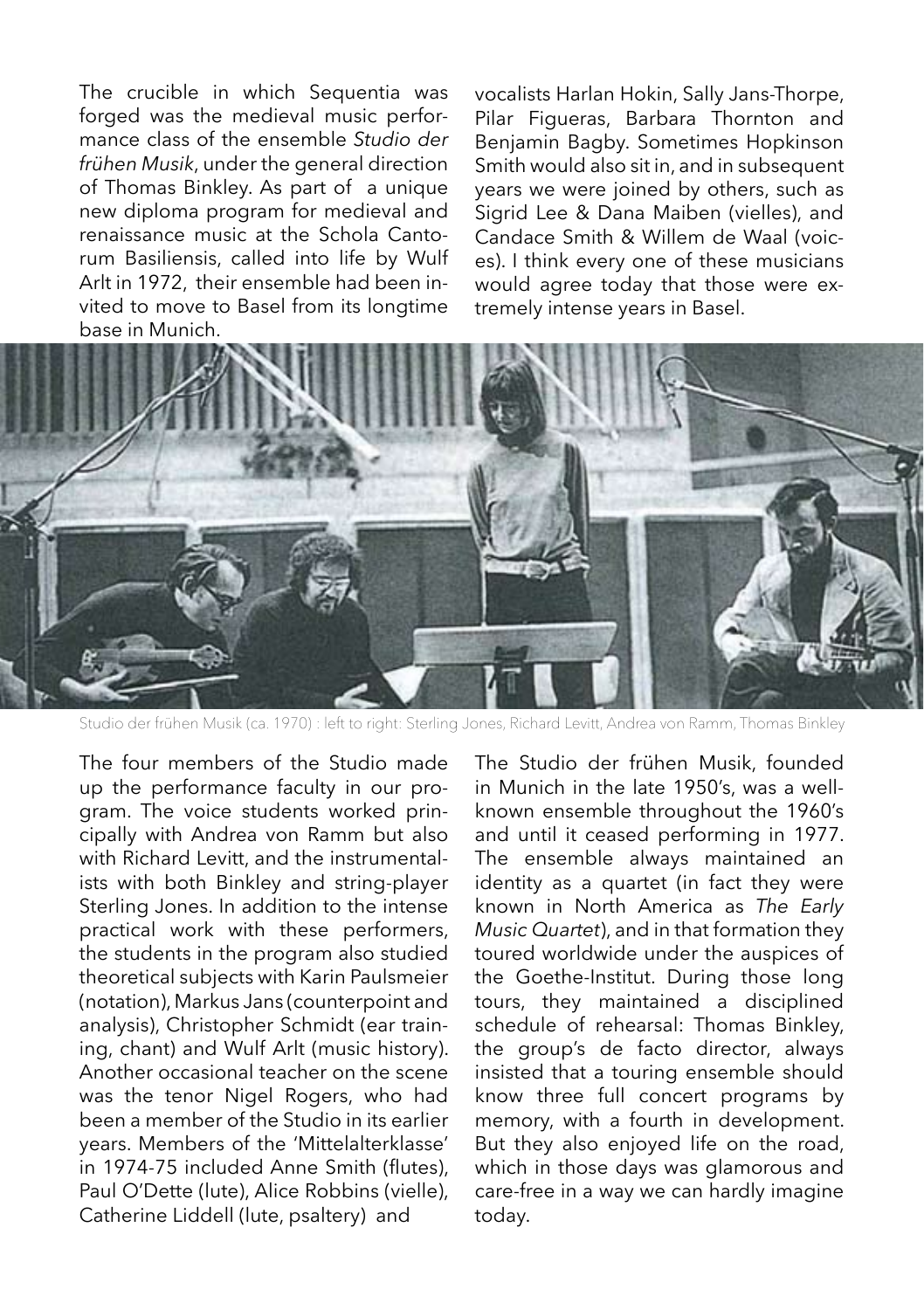The crucible in which Sequentia was forged was the medieval music performance class of the ensemble *Studio der frühen Musik*, under the general direction of Thomas Binkley. As part of a unique new diploma program for medieval and renaissance music at the Schola Cantorum Basiliensis, called into life by Wulf Arlt in 1972, their ensemble had been invited to move to Basel from its longtime base in Munich.

The four members of the Studio made up the performance faculty in our program. The voice students worked principally with Andrea von Ramm but also with Richard Levitt, and the instrumentalists with both Binkley and string-player Sterling Jones. In addition to the intense practical work with these performers, the students in the program also studied theoretical subjects with Karin Paulsmeier (notation), Markus Jans (counterpoint and analysis), Christopher Schmidt (ear training, chant) and Wulf Arlt (music history). Another occasional teacher on the scene was the tenor Nigel Rogers, who had been a member of the Studio in its earlier years. Members of the 'Mittelalterklasse' in 1974-75 included Anne Smith (flutes), Paul O'Dette (lute), Alice Robbins (vielle), Catherine Liddell (lute, psaltery) and vocalists Harlan Hokin, Sally Jans-Thorpe, Pilar Figueras, Barbara Thornton and Benjamin Bagby. Sometimes Hopkinson Smith would also sit in, and in subsequent years we were joined by others, such as Sigrid Lee & Dana Maiben (vielles), and Candace Smith & Willem de Waal (voices). I think every one of these musicians would agree today that those were extremely intense years in Basel.

Studio der frühen Musik (ca. 1970) : left to right: Sterling Jones, Richard Levitt, Andrea von Ramm, Thomas Binkley

The Studio der frühen Musik, founded in Munich in the late 1950's, was a well-known ensemble throughout the 1960's and until it ceased performing in 1977. The ensemble always maintained an identity as a quartet (in fact they were known in North America as *The Early Music Quartet*), and in that formation they toured worldwide under the auspices of the Goethe-Institut. During those long tours, they maintained a disciplined schedule of rehearsal: Thomas Binkley, the group's de facto director, always insisted that a touring ensemble should know three full concert programs by memory, with a fourth in development. But they also enjoyed life on the road, which in those days was glamorous and care-free in a way we can hardly imagine today.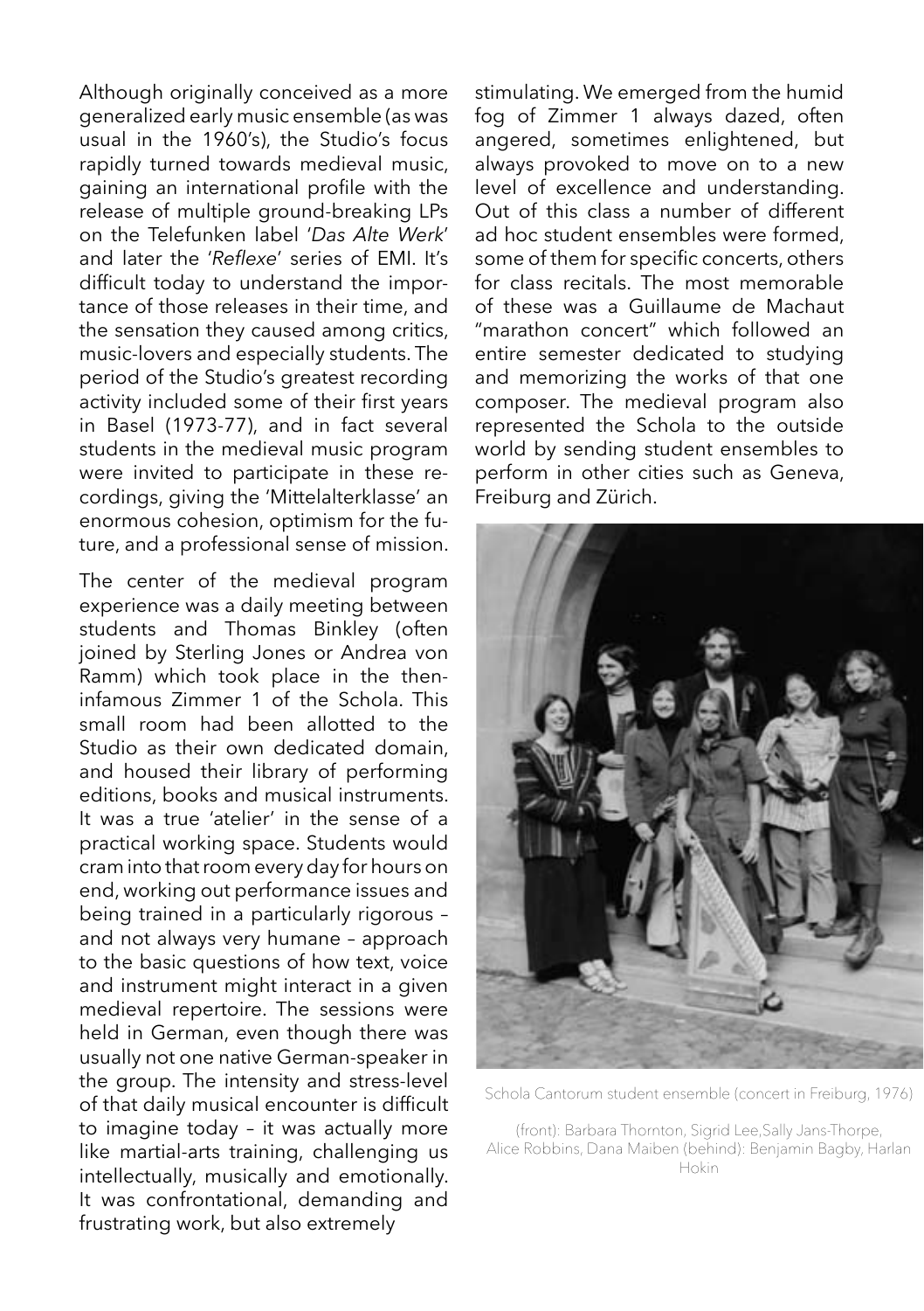Although originally conceived as a more generalized early music ensemble (as was usual in the 1960's), the Studio's focus rapidly turned towards medieval music, gaining an international profile with the release of multiple ground-breaking LPs on the Telefunken label '*Das Alte Werk*' and later the '*Reflexe*' series of EMI. It's difficult today to understand the importance of those releases in their time, and the sensation they caused among critics, music-lovers and especially students. The period of the Studio's greatest recording activity included some of their first years in Basel (1973-77), and in fact several students in the medieval music program were invited to participate in these recordings, giving the 'Mittelalterklasse' an enormous cohesion, optimism for the future, and a professional sense of mission.

The center of the medieval program experience was a daily meeting between students and Thomas Binkley (often joined by Sterling Jones or Andrea von Ramm) which took place in the then-infamous Zimmer 1 of the Schola. This small room had been allotted to the Studio as their own dedicated domain, and housed their library of performing editions, books and musical instruments. It was a true 'atelier' in the sense of a practical working space. Students would cram into that room every day for hours on end, working out performance issues and being trained in a particularly rigorous – and not always very humane – approach to the basic questions of how text, voice and instrument might interact in a given medieval repertoire. The sessions were held in German, even though there was usually not one native German-speaker in the group. The intensity and stress-level of that daily musical encounter is difficult to imagine today – it was actually more like martial-arts training, challenging us intellectually, musically and emotionally. It was confrontational, demanding and frustrating work, but also extremely stimulating. We emerged from the humid fog of Zimmer 1 always dazed, often angered, sometimes enlightened, but always provoked to move on to a new level of excellence and understanding. Out of this class a number of different ad hoc student ensembles were formed, some of them for specific concerts, others for class recitals. The most memorable of these was a Guillaume de Machaut "marathon concert" which followed an entire semester dedicated to studying and memorizing the works of that one composer. The medieval program also represented the Schola to the outside world by sending student ensembles to perform in other cities such as Geneva, Freiburg and Zürich.

Schola Cantorum student ensemble (concert in Freiburg, 1976)

(front): Barbara Thornton, Sigrid Lee,Sally Jans-Thorpe, Alice Robbins, Dana Maiben (behind): Benjamin Bagby, Harlan Hokin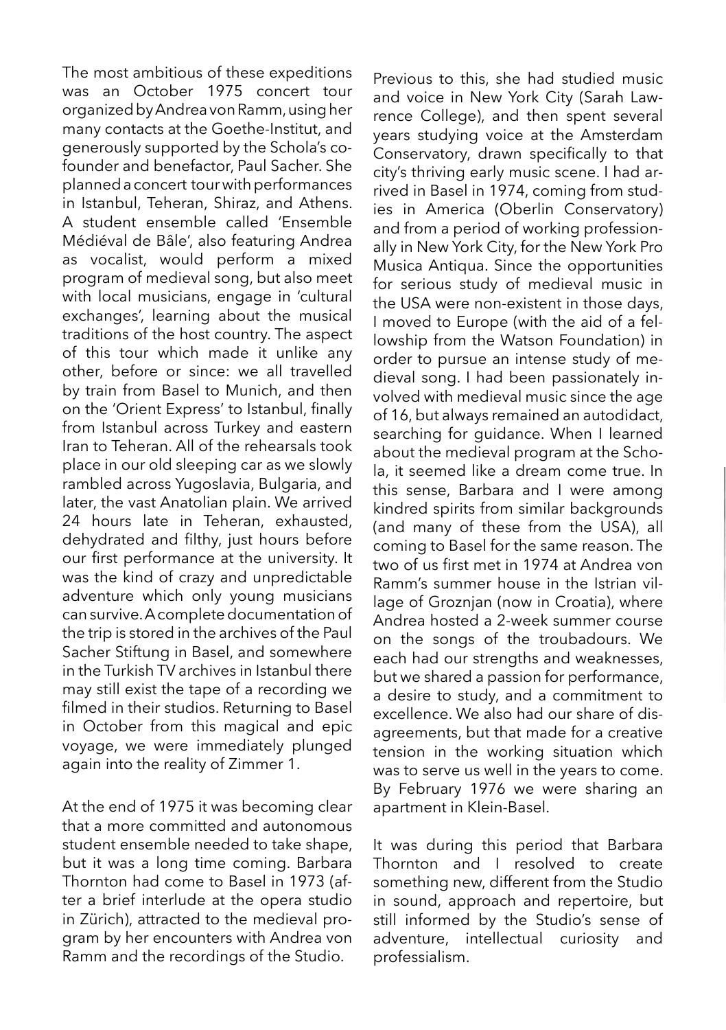The most ambitious of these expeditions was an October 1975 concert tour organized by Andrea von Ramm, using her many contacts at the Goethe-Institut, and generously supported by the Schola's co-founder and benefactor, Paul Sacher. She planned a concert tour with performances in Istanbul, Teheran, Shiraz, and Athens. A student ensemble called 'Ensemble Médiéval de Bâle', also featuring Andrea as vocalist, would perform a mixed program of medieval song, but also meet with local musicians, engage in 'cultural exchanges', learning about the musical traditions of the host country. The aspect of this tour which made it unlike any other, before or since: we all travelled by train from Basel to Munich, and then on the 'Orient Express' to Istanbul, finally from Istanbul across Turkey and eastern Iran to Teheran. All of the rehearsals took place in our old sleeping car as we slowly rambled across Yugoslavia, Bulgaria, and later, the vast Anatolian plain. We arrived 24 hours late in Teheran, exhausted, dehydrated and filthy, just hours before our first performance at the university. It was the kind of crazy and unpredictable adventure which only young musicians can survive. A complete documentation of the trip is stored in the archives of the Paul Sacher Stiftung in Basel, and somewhere in the Turkish TV archives in Istanbul there may still exist the tape of a recording we filmed in their studios. Returning to Basel in October from this magical and epic voyage, we were immediately plunged again into the reality of Zimmer 1.

At the end of 1975 it was becoming clear that a more committed and autonomous student ensemble needed to take shape, but it was a long time coming. Barbara Thornton had come to Basel in 1973 (after a brief interlude at the opera studio in Zürich), attracted to the medieval program by her encounters with Andrea von Ramm and the recordings of the Studio. Previous to this, she had studied music and voice in New York City (Sarah Lawrence College), and then spent several years studying voice at the Amsterdam Conservatory, drawn specifically to that city's thriving early music scene. I had arrived in Basel in 1974, coming from studies in America (Oberlin Conservatory) and from a period of working professionally in New York City, for the New York Pro Musica Antiqua. Since the opportunities for serious study of medieval music in the USA were non-existent in those days, I moved to Europe (with the aid of a fellowship from the Watson Foundation) in order to pursue an intense study of medieval song. I had been passionately involved with medieval music since the age of 16, but always remained an autodidact, searching for guidance. When I learned about the medieval program at the Schola, it seemed like a dream come true. In this sense, Barbara and I were among kindred spirits from similar backgrounds (and many of these from the USA), all coming to Basel for the same reason. The two of us first met in 1974 at Andrea von Ramm's summer house in the Istrian village of Groznjan (now in Croatia), where Andrea hosted a 2-week summer course on the songs of the troubadours. We each had our strengths and weaknesses, but we shared a passion for performance, a desire to study, and a commitment to excellence. We also had our share of disagreements, but that made for a creative tension in the working situation which was to serve us well in the years to come. By February 1976 we were sharing an apartment in Klein-Basel.

It was during this period that Barbara Thornton and I resolved to create something new, different from the Studio in sound, approach and repertoire, but still informed by the Studio's sense of adventure, intellectual curiosity and professialism.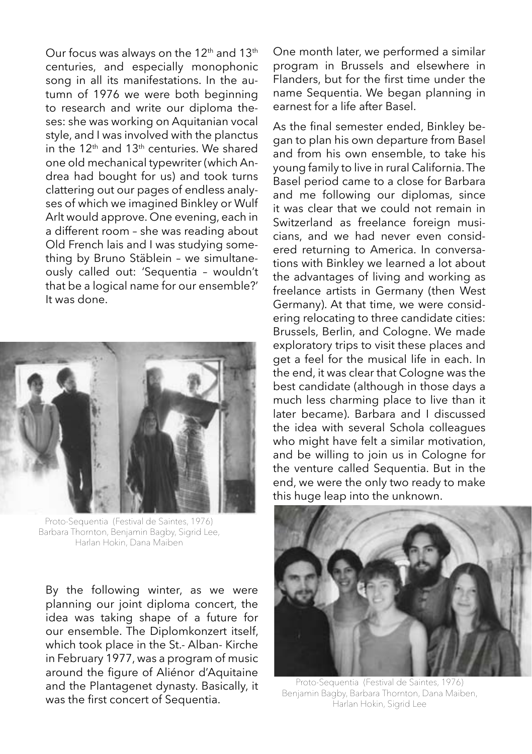Our focus was always on the 12th and 13th centuries, and especially monophonic song in all its manifestations. In the autumn of 1976 we were both beginning to research and write our diploma theses: she was working on Aquitanian vocal style, and I was involved with the planctus in the 12th and 13th centuries. We shared one old mechanical typewriter (which Andrea had bought for us) and took turns clattering out our pages of endless analyses of which we imagined Binkley or Wulf Arlt would approve. One evening, each in a different room – she was reading about Old French lais and I was studying something by Bruno Stäblein – we simultaneously called out: 'Sequentia – wouldn't that be a logical name for our ensemble?' It was done.

Proto-Sequentia (Festival de Saintes, 1976)
Barbara Thornton, Benjamin Bagby, Sigrid Lee, Harlan Hokin, Dana Maiben

By the following winter, as we were planning our joint diploma concert, the idea was taking shape of a future for our ensemble. The Diplomkonzert itself, which took place in the St.- Alban- Kirche in February 1977, was a program of music around the figure of Aliénor d'Aquitaine and the Plantagenet dynasty. Basically, it was the first concert of Sequentia.

One month later, we performed a similar program in Brussels and elsewhere in Flanders, but for the first time under the name Sequentia. We began planning in earnest for a life after Basel.

As the final semester ended, Binkley began to plan his own departure from Basel and from his own ensemble, to take his young family to live in rural California. The Basel period came to a close for Barbara and me following our diplomas, since it was clear that we could not remain in Switzerland as freelance foreign musicians, and we had never even considered returning to America. In conversations with Binkley we learned a lot about the advantages of living and working as freelance artists in Germany (then West Germany). At that time, we were considering relocating to three candidate cities: Brussels, Berlin, and Cologne. We made exploratory trips to visit these places and get a feel for the musical life in each. In the end, it was clear that Cologne was the best candidate (although in those days a much less charming place to live than it later became). Barbara and I discussed the idea with several Schola colleagues who might have felt a similar motivation, and be willing to join us in Cologne for the venture called Sequentia. But in the end, we were the only two ready to make this huge leap into the unknown.

Proto-Sequentia (Festival de Saintes, 1976)
Benjamin Bagby, Barbara Thornton, Dana Maiben, Harlan Hokin, Sigrid Lee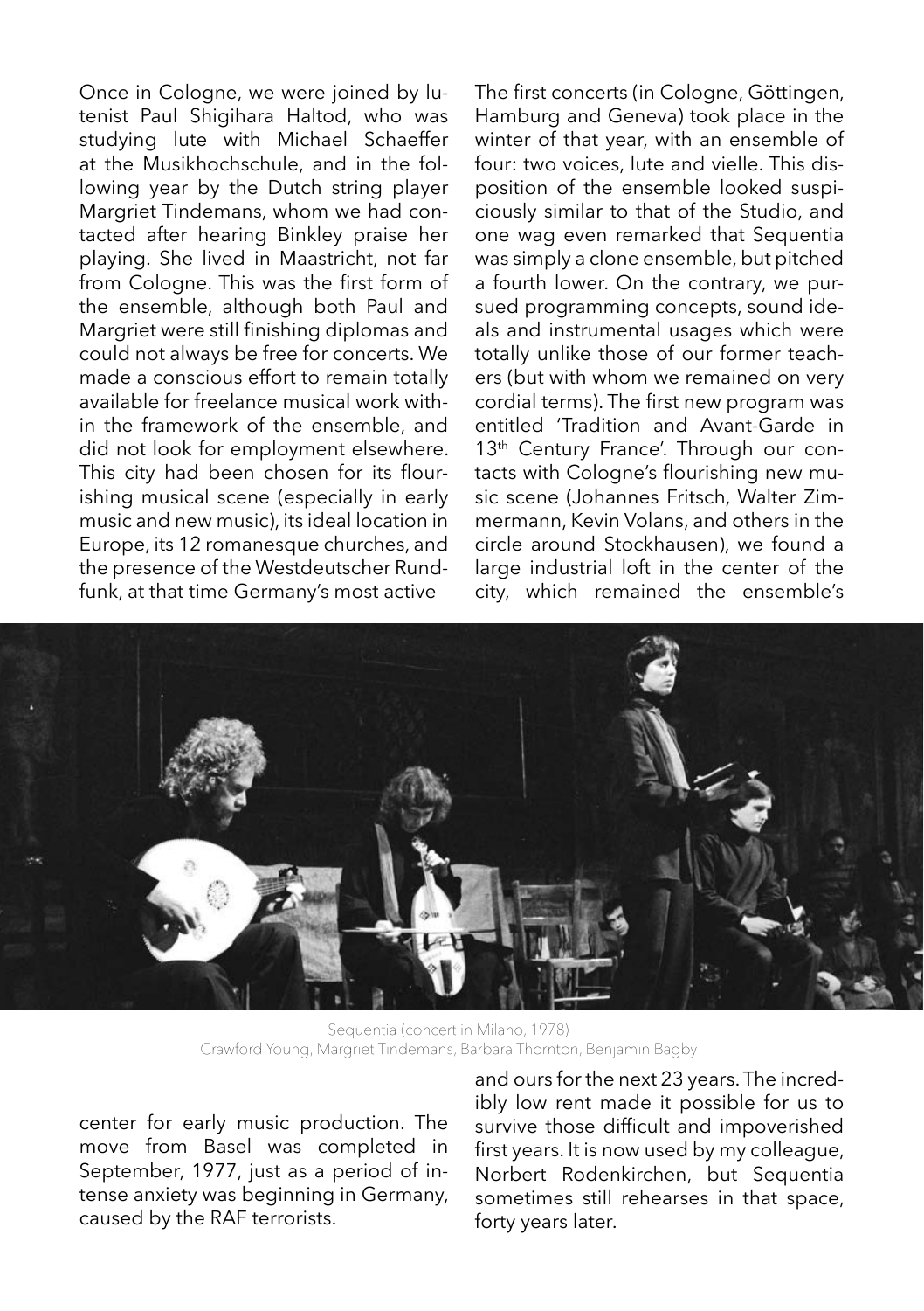Once in Cologne, we were joined by lutenist Paul Shigihara Haltod, who was studying lute with Michael Schaeffer at the Musikhochschule, and in the following year by the Dutch string player Margriet Tindemans, whom we had contacted after hearing Binkley praise her playing. She lived in Maastricht, not far from Cologne. This was the first form of the ensemble, although both Paul and Margriet were still finishing diplomas and could not always be free for concerts. We made a conscious effort to remain totally available for freelance musical work within the framework of the ensemble, and did not look for employment elsewhere. This city had been chosen for its flourishing musical scene (especially in early music and new music), its ideal location in Europe, its 12 romanesque churches, and the presence of the Westdeutscher Rundfunk, at that time Germany's most active center for early music production. The move from Basel was completed in September, 1977, just as a period of intense anxiety was beginning in Germany, caused by the RAF terrorists.

The first concerts (in Cologne, Göttingen, Hamburg and Geneva) took place in the winter of that year, with an ensemble of four: two voices, lute and vielle. This disposition of the ensemble looked suspiciously similar to that of the Studio, and one wag even remarked that Sequentia was simply a clone ensemble, but pitched a fourth lower. On the contrary, we pursued programming concepts, sound ideals and instrumental usages which were totally unlike those of our former teachers (but with whom we remained on very cordial terms). The first new program was entitled 'Tradition and Avant-Garde in 13th Century France'. Through our contacts with Cologne's flourishing new music scene (Johannes Fritsch, Walter Zimmermann, Kevin Volans, and others in the circle around Stockhausen), we found a large industrial loft in the center of the city, which remained the ensemble's and ours for the next 23 years. The incredibly low rent made it possible for us to survive those difficult and impoverished first years. It is now used by my colleague, Norbert Rodenkirchen, but Sequentia sometimes still rehearses in that space, forty years later.

Sequentia (concert in Milano, 1978)
Crawford Young, Margriet Tindemans, Barbara Thornton, Benjamin Bagby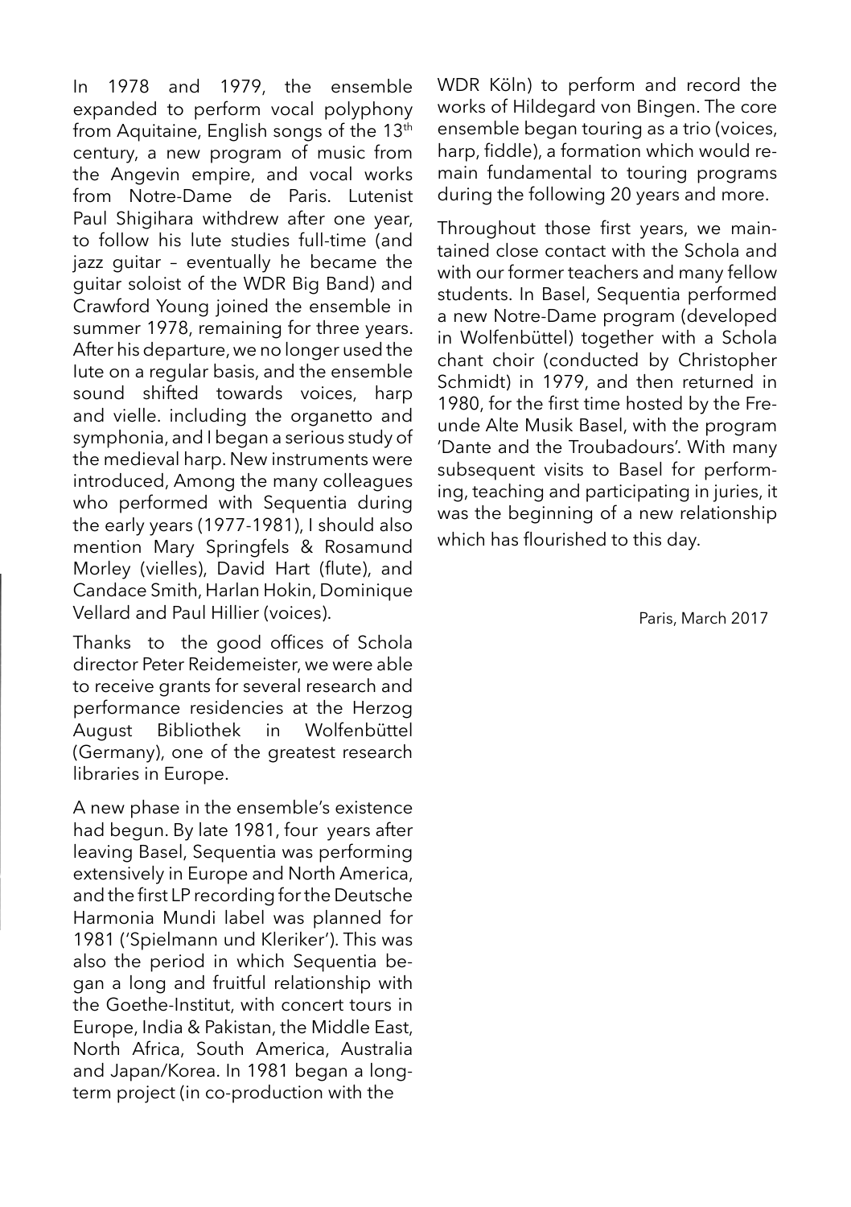In 1978 and 1979, the ensemble expanded to perform vocal polyphony from Aquitaine, English songs of the 13th century, a new program of music from the Angevin empire, and vocal works from Notre-Dame de Paris. Lutenist Paul Shigihara withdrew after one year, to follow his lute studies full-time (and jazz guitar – eventually he became the guitar soloist of the WDR Big Band) and Crawford Young joined the ensemble in summer 1978, remaining for three years. After his departure, we no longer used the lute on a regular basis, and the ensemble sound shifted towards voices, harp and vielle. including the organetto and symphonia, and I began a serious study of the medieval harp. New instruments were introduced, Among the many colleagues who performed with Sequentia during the early years (1977-1981), I should also mention Mary Springfels & Rosamund Morley (vielles), David Hart (flute), and Candace Smith, Harlan Hokin, Dominique Vellard and Paul Hillier (voices).

Thanks to the good offices of Schola director Peter Reidemeister, we were able to receive grants for several research and performance residencies at the Herzog August Bibliothek in Wolfenbüttel (Germany), one of the greatest research libraries in Europe.

A new phase in the ensemble's existence had begun. By late 1981, four years after leaving Basel, Sequentia was performing extensively in Europe and North America, and the first LP recording for the Deutsche Harmonia Mundi label was planned for 1981 ('Spielmann und Kleriker'). This was also the period in which Sequentia began a long and fruitful relationship with the Goethe-Institut, with concert tours in Europe, India & Pakistan, the Middle East, North Africa, South America, Australia and Japan/Korea. In 1981 began a long-term project (in co-production with the WDR Köln) to perform and record the works of Hildegard von Bingen. The core ensemble began touring as a trio (voices, harp, fiddle), a formation which would remain fundamental to touring programs during the following 20 years and more.

Throughout those first years, we maintained close contact with the Schola and with our former teachers and many fellow students. In Basel, Sequentia performed a new Notre-Dame program (developed in Wolfenbüttel) together with a Schola chant choir (conducted by Christopher Schmidt) in 1979, and then returned in 1980, for the first time hosted by the Freunde Alte Musik Basel, with the program 'Dante and the Troubadours'. With many subsequent visits to Basel for performing, teaching and participating in juries, it was the beginning of a new relationship which has flourished to this day.

Paris, March 2017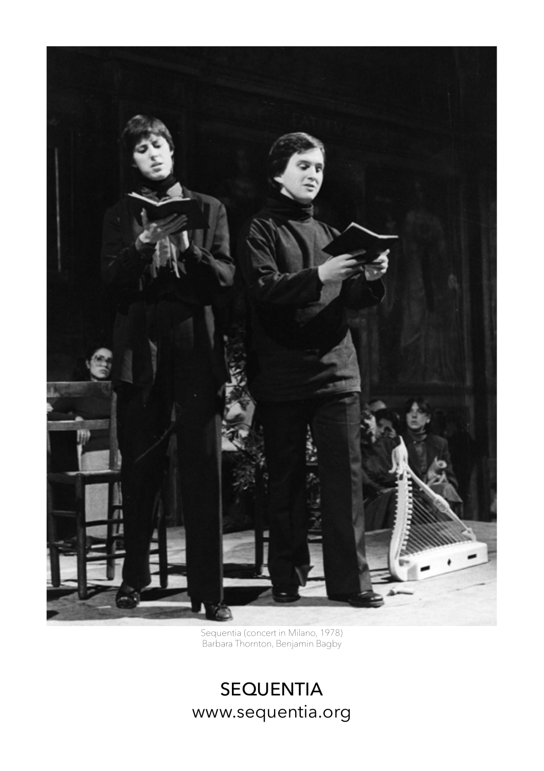Sequentia (concert in Milano, 1978)
Barbara Thornton, Benjamin Bagby

SEQUENTIA
www.sequentia.org